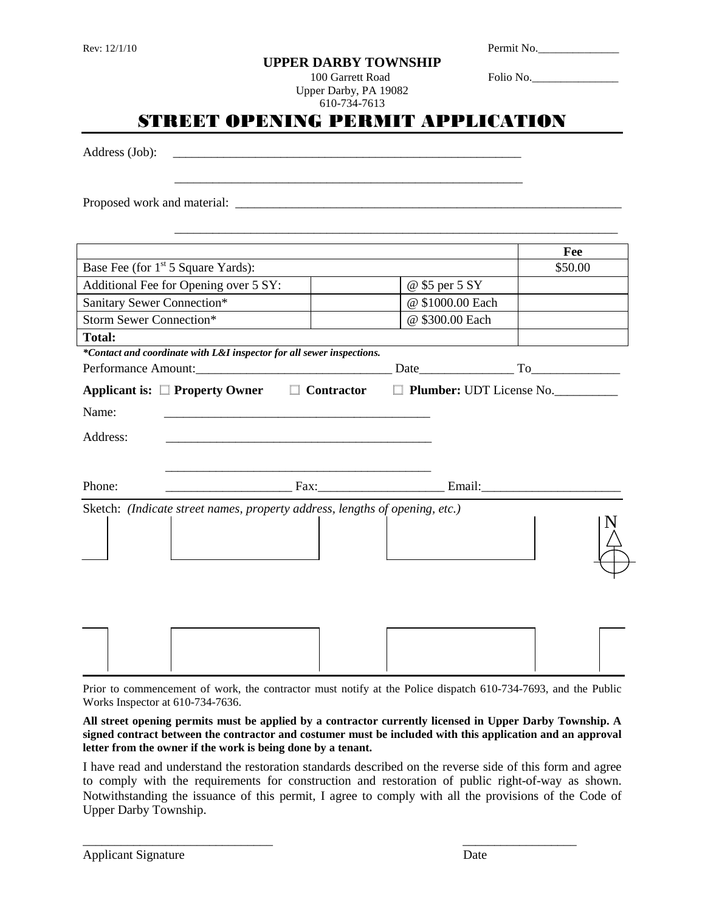Rev: 12/1/10

Permit No.______________

# UPPER DARBY TOWNSHIP

100 Garrett Road
Upper Darby, PA 19082
610-734-7613

Folio No._______________

# STREET OPENING PERMIT APPLICATION

Address (Job): ________________________________________________________

________________________________________________________

Proposed work and material: ______________________________________________________________

______________________________________________________________________

| | | | **Fee** |
|---|---|---|---|
| Base Fee (for 1st 5 Square Yards): | | | $50.00 |
| Additional Fee for Opening over 5 SY: | | @ $5 per 5 SY | |
| Sanitary Sewer Connection* | | @ $1000.00 Each | |
| Storm Sewer Connection* | | @ $300.00 Each | |
| **Total:** | | | |

***Contact and coordinate with L&I inspector for all sewer inspections.***

Performance Amount:______________________________ Date_______________ To______________

**Applicant is:** ☐ **Property Owner** ☐ **Contractor** ☐ **Plumber:** UDT License No.__________

Name: __________________________________________

Address: __________________________________________

__________________________________________

Phone: ____________________ Fax:____________________ Email:______________________

Sketch: *(Indicate street names, property address, lengths of opening, etc.)*

N

Prior to commencement of work, the contractor must notify at the Police dispatch 610-734-7693, and the Public Works Inspector at 610-734-7636.

**All street opening permits must be applied by a contractor currently licensed in Upper Darby Township. A signed contract between the contractor and costumer must be included with this application and an approval letter from the owner if the work is being done by a tenant.**

I have read and understand the restoration standards described on the reverse side of this form and agree to comply with the requirements for construction and restoration of public right-of-way as shown. Notwithstanding the issuance of this permit, I agree to comply with all the provisions of the Code of Upper Darby Township.

______________________________ ___________________

Applicant Signature Date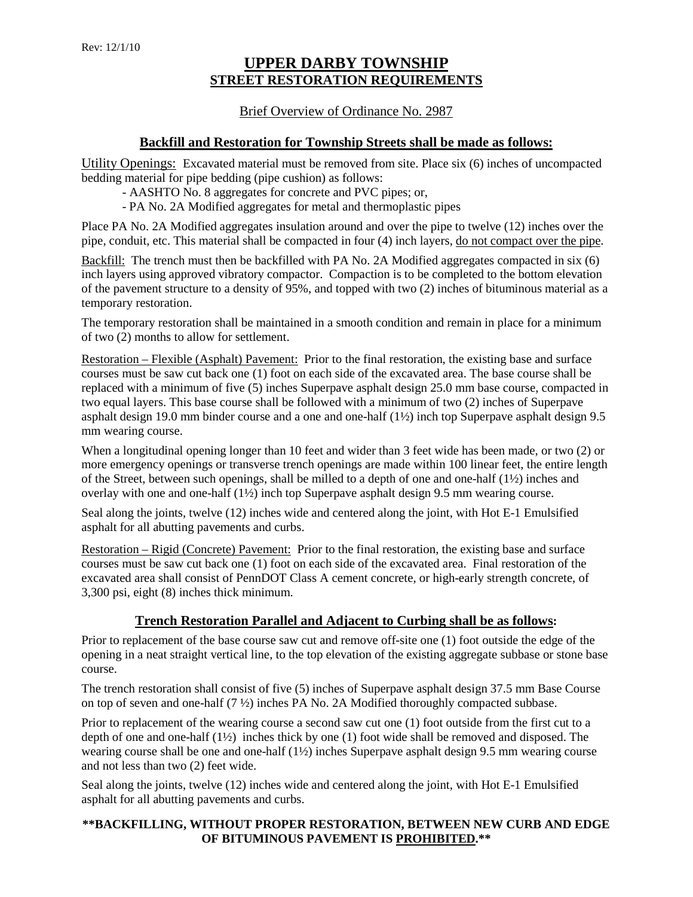Rev: 12/1/10

# UPPER DARBY TOWNSHIP
## STREET RESTORATION REQUIREMENTS

Brief Overview of Ordinance No. 2987

### Backfill and Restoration for Township Streets shall be made as follows:

Utility Openings: Excavated material must be removed from site. Place six (6) inches of uncompacted bedding material for pipe bedding (pipe cushion) as follows:

- AASHTO No. 8 aggregates for concrete and PVC pipes; or,
- PA No. 2A Modified aggregates for metal and thermoplastic pipes

Place PA No. 2A Modified aggregates insulation around and over the pipe to twelve (12) inches over the pipe, conduit, etc. This material shall be compacted in four (4) inch layers, do not compact over the pipe.

Backfill: The trench must then be backfilled with PA No. 2A Modified aggregates compacted in six (6) inch layers using approved vibratory compactor. Compaction is to be completed to the bottom elevation of the pavement structure to a density of 95%, and topped with two (2) inches of bituminous material as a temporary restoration.

The temporary restoration shall be maintained in a smooth condition and remain in place for a minimum of two (2) months to allow for settlement.

Restoration – Flexible (Asphalt) Pavement: Prior to the final restoration, the existing base and surface courses must be saw cut back one (1) foot on each side of the excavated area. The base course shall be replaced with a minimum of five (5) inches Superpave asphalt design 25.0 mm base course, compacted in two equal layers. This base course shall be followed with a minimum of two (2) inches of Superpave asphalt design 19.0 mm binder course and a one and one-half (1½) inch top Superpave asphalt design 9.5 mm wearing course.

When a longitudinal opening longer than 10 feet and wider than 3 feet wide has been made, or two (2) or more emergency openings or transverse trench openings are made within 100 linear feet, the entire length of the Street, between such openings, shall be milled to a depth of one and one-half (1½) inches and overlay with one and one-half (1½) inch top Superpave asphalt design 9.5 mm wearing course.

Seal along the joints, twelve (12) inches wide and centered along the joint, with Hot E-1 Emulsified asphalt for all abutting pavements and curbs.

Restoration – Rigid (Concrete) Pavement: Prior to the final restoration, the existing base and surface courses must be saw cut back one (1) foot on each side of the excavated area. Final restoration of the excavated area shall consist of PennDOT Class A cement concrete, or high-early strength concrete, of 3,300 psi, eight (8) inches thick minimum.

### Trench Restoration Parallel and Adjacent to Curbing shall be as follows:

Prior to replacement of the base course saw cut and remove off-site one (1) foot outside the edge of the opening in a neat straight vertical line, to the top elevation of the existing aggregate subbase or stone base course.

The trench restoration shall consist of five (5) inches of Superpave asphalt design 37.5 mm Base Course on top of seven and one-half (7 ½) inches PA No. 2A Modified thoroughly compacted subbase.

Prior to replacement of the wearing course a second saw cut one (1) foot outside from the first cut to a depth of one and one-half (1½) inches thick by one (1) foot wide shall be removed and disposed. The wearing course shall be one and one-half (1½) inches Superpave asphalt design 9.5 mm wearing course and not less than two (2) feet wide.

Seal along the joints, twelve (12) inches wide and centered along the joint, with Hot E-1 Emulsified asphalt for all abutting pavements and curbs.

**\*\*BACKFILLING, WITHOUT PROPER RESTORATION, BETWEEN NEW CURB AND EDGE OF BITUMINOUS PAVEMENT IS PROHIBITED.\*\***